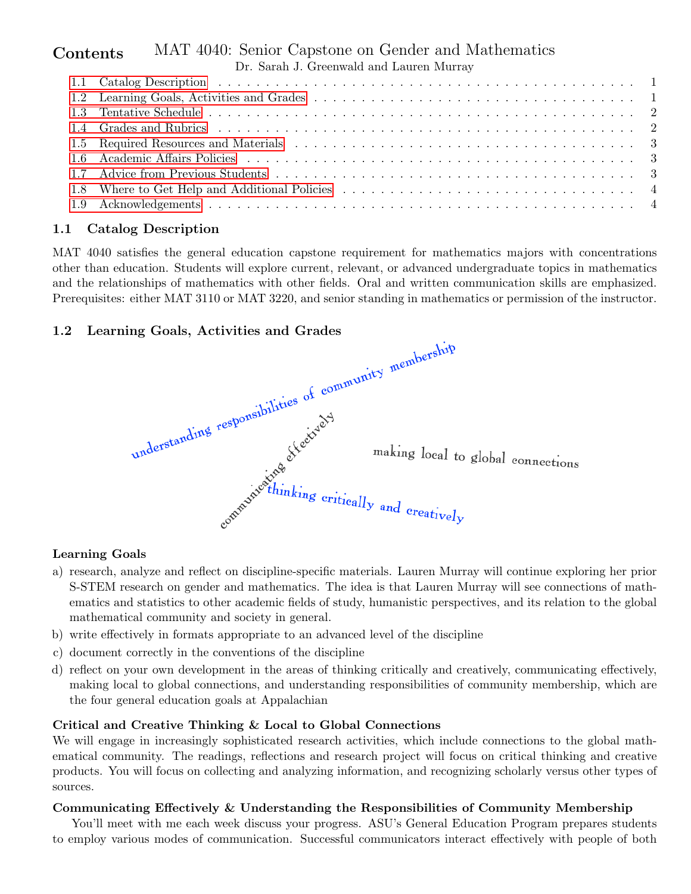# MAT 4040: Senior Capstone on Gender and Mathematics

Dr. Sarah J. Greenwald and Lauren Murray

## Contents

- 1.1 Catalog Description . . . 1
- 1.2 Learning Goals, Activities and Grades . . . 1
- 1.3 Tentative Schedule . . . 2
- 1.4 Grades and Rubrics . . . 2
- 1.5 Required Resources and Materials . . . 3
- 1.6 Academic Affairs Policies . . . 3
- 1.7 Advice from Previous Students . . . 3
- 1.8 Where to Get Help and Additional Policies . . . 4
- 1.9 Acknowledgements . . . 4

### 1.1 Catalog Description

MAT 4040 satisfies the general education capstone requirement for mathematics majors with concentrations other than education. Students will explore current, relevant, or advanced undergraduate topics in mathematics and the relationships of mathematics with other fields. Oral and written communication skills are emphasized. Prerequisites: either MAT 3110 or MAT 3220, and senior standing in mathematics or permission of the instructor.

### 1.2 Learning Goals, Activities and Grades

understanding responsibilities of community membership

communicating effectively

making local to global connections

thinking critically and creatively

**Learning Goals**

a) research, analyze and reflect on discipline-specific materials. Lauren Murray will continue exploring her prior S-STEM research on gender and mathematics. The idea is that Lauren Murray will see connections of mathematics and statistics to other academic fields of study, humanistic perspectives, and its relation to the global mathematical community and society in general.

b) write effectively in formats appropriate to an advanced level of the discipline

c) document correctly in the conventions of the discipline

d) reflect on your own development in the areas of thinking critically and creatively, communicating effectively, making local to global connections, and understanding responsibilities of community membership, which are the four general education goals at Appalachian

**Critical and Creative Thinking & Local to Global Connections**

We will engage in increasingly sophisticated research activities, which include connections to the global mathematical community. The readings, reflections and research project will focus on critical thinking and creative products. You will focus on collecting and analyzing information, and recognizing scholarly versus other types of sources.

**Communicating Effectively & Understanding the Responsibilities of Community Membership**

You'll meet with me each week discuss your progress. ASU's General Education Program prepares students to employ various modes of communication. Successful communicators interact effectively with people of both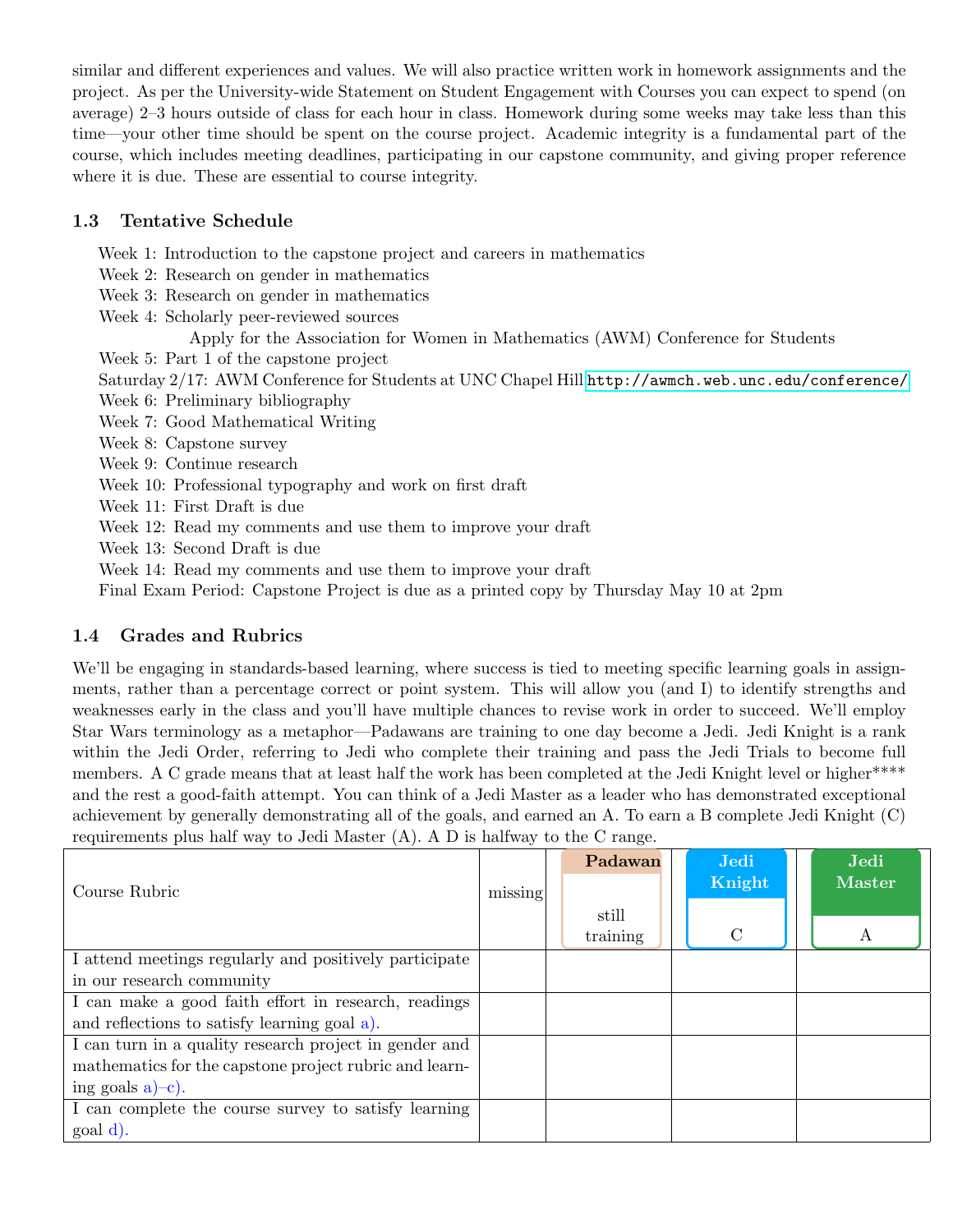similar and different experiences and values. We will also practice written work in homework assignments and the project. As per the University-wide Statement on Student Engagement with Courses you can expect to spend (on average) 2–3 hours outside of class for each hour in class. Homework during some weeks may take less than this time—your other time should be spent on the course project. Academic integrity is a fundamental part of the course, which includes meeting deadlines, participating in our capstone community, and giving proper reference where it is due. These are essential to course integrity.

### 1.3 Tentative Schedule

Week 1: Introduction to the capstone project and careers in mathematics
Week 2: Research on gender in mathematics
Week 3: Research on gender in mathematics
Week 4: Scholarly peer-reviewed sources
  Apply for the Association for Women in Mathematics (AWM) Conference for Students
Week 5: Part 1 of the capstone project
Saturday 2/17: AWM Conference for Students at UNC Chapel Hill http://awmch.web.unc.edu/conference/
Week 6: Preliminary bibliography
Week 7: Good Mathematical Writing
Week 8: Capstone survey
Week 9: Continue research
Week 10: Professional typography and work on first draft
Week 11: First Draft is due
Week 12: Read my comments and use them to improve your draft
Week 13: Second Draft is due
Week 14: Read my comments and use them to improve your draft
Final Exam Period: Capstone Project is due as a printed copy by Thursday May 10 at 2pm

### 1.4 Grades and Rubrics

We'll be engaging in standards-based learning, where success is tied to meeting specific learning goals in assignments, rather than a percentage correct or point system. This will allow you (and I) to identify strengths and weaknesses early in the class and you'll have multiple chances to revise work in order to succeed. We'll employ Star Wars terminology as a metaphor—Padawans are training to one day become a Jedi. Jedi Knight is a rank within the Jedi Order, referring to Jedi who complete their training and pass the Jedi Trials to become full members. A C grade means that at least half the work has been completed at the Jedi Knight level or higher**** and the rest a good-faith attempt. You can think of a Jedi Master as a leader who has demonstrated exceptional achievement by generally demonstrating all of the goals, and earned an A. To earn a B complete Jedi Knight (C) requirements plus half way to Jedi Master (A). A D is halfway to the C range.

| Course Rubric | missing | **Padawan** still training | **Jedi Knight** C | **Jedi Master** A |
|---|---|---|---|---|
| I attend meetings regularly and positively participate in our research community | | | | |
| I can make a good faith effort in research, readings and reflections to satisfy learning goal a). | | | | |
| I can turn in a quality research project in gender and mathematics for the capstone project rubric and learning goals a)–c). | | | | |
| I can complete the course survey to satisfy learning goal d). | | | | |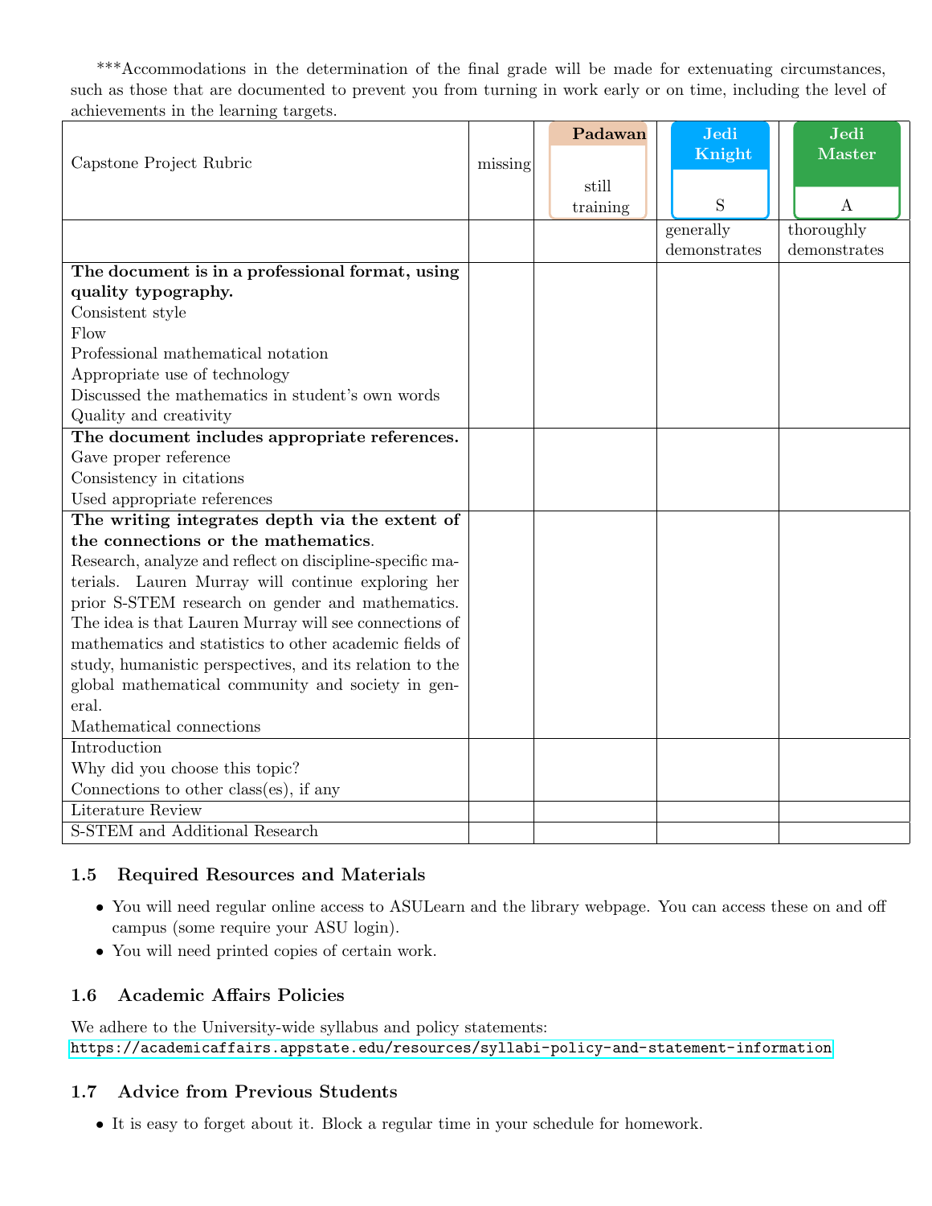***Accommodations in the determination of the final grade will be made for extenuating circumstances, such as those that are documented to prevent you from turning in work early or on time, including the level of achievements in the learning targets.

| Capstone Project Rubric | missing | **Padawan** still training | **Jedi Knight** S | **Jedi Master** A |
|---|---|---|---|---|
| | | | generally demonstrates | thoroughly demonstrates |
| **The document is in a professional format, using quality typography.**<br>Consistent style<br>Flow<br>Professional mathematical notation<br>Appropriate use of technology<br>Discussed the mathematics in student's own words<br>Quality and creativity | | | | |
| **The document includes appropriate references.**<br>Gave proper reference<br>Consistency in citations<br>Used appropriate references | | | | |
| **The writing integrates depth via the extent of the connections or the mathematics**.<br>Research, analyze and reflect on discipline-specific materials. Lauren Murray will continue exploring her prior S-STEM research on gender and mathematics. The idea is that Lauren Murray will see connections of mathematics and statistics to other academic fields of study, humanistic perspectives, and its relation to the global mathematical community and society in general.<br>Mathematical connections | | | | |
| Introduction<br>Why did you choose this topic?<br>Connections to other class(es), if any | | | | |
| Literature Review | | | | |
| S-STEM and Additional Research | | | | |

### 1.5 Required Resources and Materials

- You will need regular online access to ASULearn and the library webpage. You can access these on and off campus (some require your ASU login).
- You will need printed copies of certain work.

### 1.6 Academic Affairs Policies

We adhere to the University-wide syllabus and policy statements:
https://academicaffairs.appstate.edu/resources/syllabi-policy-and-statement-information

### 1.7 Advice from Previous Students

- It is easy to forget about it. Block a regular time in your schedule for homework.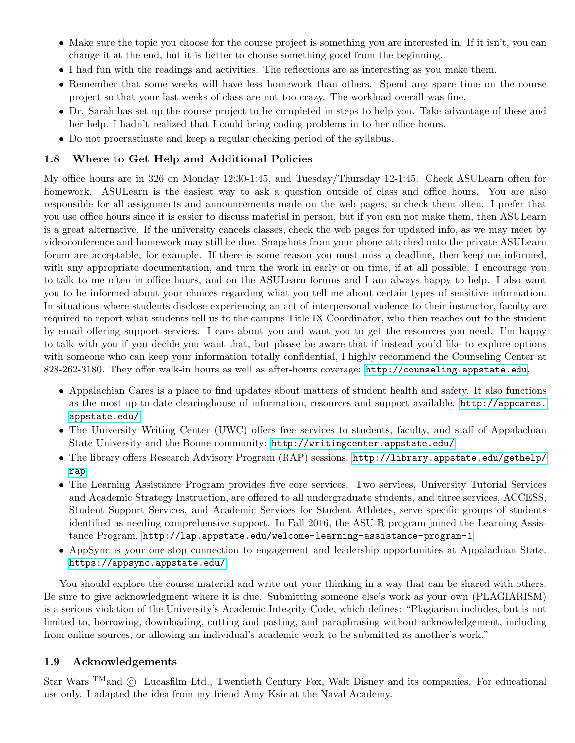- Make sure the topic you choose for the course project is something you are interested in. If it isn't, you can change it at the end, but it is better to choose something good from the beginning.
- I had fun with the readings and activities. The reflections are as interesting as you make them.
- Remember that some weeks will have less homework than others. Spend any spare time on the course project so that your last weeks of class are not too crazy. The workload overall was fine.
- Dr. Sarah has set up the course project to be completed in steps to help you. Take advantage of these and her help. I hadn't realized that I could bring coding problems in to her office hours.
- Do not procrastinate and keep a regular checking period of the syllabus.

### 1.8 Where to Get Help and Additional Policies

My office hours are in 326 on Monday 12:30-1:45, and Tuesday/Thursday 12-1:45. Check ASULearn often for homework. ASULearn is the easiest way to ask a question outside of class and office hours. You are also responsible for all assignments and announcements made on the web pages, so check them often. I prefer that you use office hours since it is easier to discuss material in person, but if you can not make them, then ASULearn is a great alternative. If the university cancels classes, check the web pages for updated info, as we may meet by videoconference and homework may still be due. Snapshots from your phone attached onto the private ASULearn forum are acceptable, for example. If there is some reason you must miss a deadline, then keep me informed, with any appropriate documentation, and turn the work in early or on time, if at all possible. I encourage you to talk to me often in office hours, and on the ASULearn forums and I am always happy to help. I also want you to be informed about your choices regarding what you tell me about certain types of sensitive information. In situations where students disclose experiencing an act of interpersonal violence to their instructor, faculty are required to report what students tell us to the campus Title IX Coordinator, who then reaches out to the student by email offering support services. I care about you and want you to get the resources you need. I'm happy to talk with you if you decide you want that, but please be aware that if instead you'd like to explore options with someone who can keep your information totally confidential, I highly recommend the Counseling Center at 828-262-3180. They offer walk-in hours as well as after-hours coverage: http://counseling.appstate.edu.

- Appalachian Cares is a place to find updates about matters of student health and safety. It also functions as the most up-to-date clearinghouse of information, resources and support available. http://appcares.appstate.edu/
- The University Writing Center (UWC) offers free services to students, faculty, and staff of Appalachian State University and the Boone community: http://writingcenter.appstate.edu/
- The library offers Research Advisory Program (RAP) sessions. http://library.appstate.edu/gethelp/rap
- The Learning Assistance Program provides five core services. Two services, University Tutorial Services and Academic Strategy Instruction, are offered to all undergraduate students, and three services, ACCESS, Student Support Services, and Academic Services for Student Athletes, serve specific groups of students identified as needing comprehensive support. In Fall 2016, the ASU-R program joined the Learning Assistance Program. http://lap.appstate.edu/welcome-learning-assistance-program-1
- AppSync is your one-stop connection to engagement and leadership opportunities at Appalachian State. https://appsync.appstate.edu/

You should explore the course material and write out your thinking in a way that can be shared with others. Be sure to give acknowledgment where it is due. Submitting someone else's work as your own (PLAGIARISM) is a serious violation of the University's Academic Integrity Code, which defines: "Plagiarism includes, but is not limited to, borrowing, downloading, cutting and pasting, and paraphrasing without acknowledgement, including from online sources, or allowing an individual's academic work to be submitted as another's work."

### 1.9 Acknowledgements

Star Wars ™ and © Lucasfilm Ltd., Twentieth Century Fox, Walt Disney and its companies. For educational use only. I adapted the idea from my friend Amy Ksir at the Naval Academy.